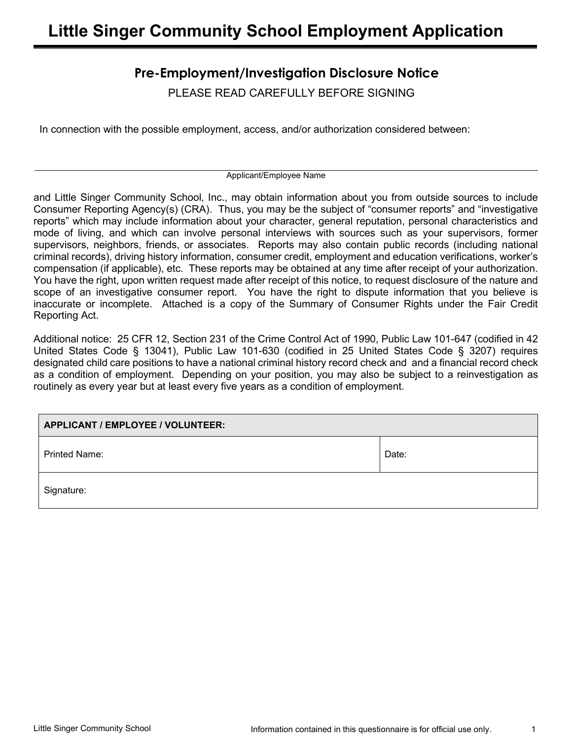# Little Singer Community School Employment Application

## Pre-Employment/Investigation Disclosure Notice

PLEASE READ CAREFULLY BEFORE SIGNING

In connection with the possible employment, access, and/or authorization considered between:

\_\_\_\_\_\_\_\_\_\_\_\_\_\_\_\_\_\_\_\_\_\_\_\_\_\_\_\_\_\_\_\_\_\_\_\_\_\_\_\_
Applicant/Employee Name

and Little Singer Community School, Inc., may obtain information about you from outside sources to include Consumer Reporting Agency(s) (CRA). Thus, you may be the subject of "consumer reports" and "investigative reports" which may include information about your character, general reputation, personal characteristics and mode of living, and which can involve personal interviews with sources such as your supervisors, former supervisors, neighbors, friends, or associates. Reports may also contain public records (including national criminal records), driving history information, consumer credit, employment and education verifications, worker's compensation (if applicable), etc. These reports may be obtained at any time after receipt of your authorization. You have the right, upon written request made after receipt of this notice, to request disclosure of the nature and scope of an investigative consumer report. You have the right to dispute information that you believe is inaccurate or incomplete. Attached is a copy of the Summary of Consumer Rights under the Fair Credit Reporting Act.

Additional notice: 25 CFR 12, Section 231 of the Crime Control Act of 1990, Public Law 101-647 (codified in 42 United States Code § 13041), Public Law 101-630 (codified in 25 United States Code § 3207) requires designated child care positions to have a national criminal history record check and and a financial record check as a condition of employment. Depending on your position, you may also be subject to a reinvestigation as routinely as every year but at least every five years as a condition of employment.

| APPLICANT / EMPLOYEE / VOLUNTEER: | |
|---|---|
| Printed Name: | Date: |
| Signature: | |

Information contained in this questionnaire is for official use only.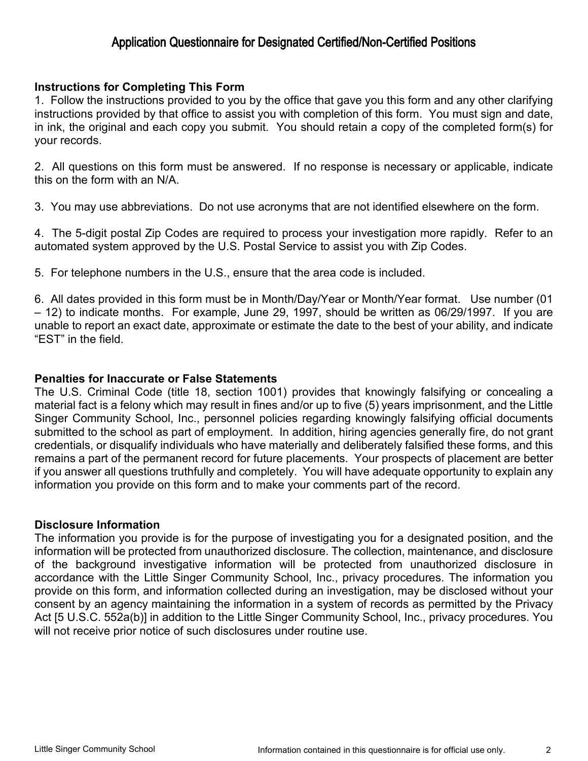# Application Questionnaire for Designated Certified/Non-Certified Positions

### Instructions for Completing This Form

1. Follow the instructions provided to you by the office that gave you this form and any other clarifying instructions provided by that office to assist you with completion of this form. You must sign and date, in ink, the original and each copy you submit. You should retain a copy of the completed form(s) for your records.

2. All questions on this form must be answered. If no response is necessary or applicable, indicate this on the form with an N/A.

3. You may use abbreviations. Do not use acronyms that are not identified elsewhere on the form.

4. The 5-digit postal Zip Codes are required to process your investigation more rapidly. Refer to an automated system approved by the U.S. Postal Service to assist you with Zip Codes.

5. For telephone numbers in the U.S., ensure that the area code is included.

6. All dates provided in this form must be in Month/Day/Year or Month/Year format. Use number (01 – 12) to indicate months. For example, June 29, 1997, should be written as 06/29/1997. If you are unable to report an exact date, approximate or estimate the date to the best of your ability, and indicate "EST" in the field.

### Penalties for Inaccurate or False Statements

The U.S. Criminal Code (title 18, section 1001) provides that knowingly falsifying or concealing a material fact is a felony which may result in fines and/or up to five (5) years imprisonment, and the Little Singer Community School, Inc., personnel policies regarding knowingly falsifying official documents submitted to the school as part of employment. In addition, hiring agencies generally fire, do not grant credentials, or disqualify individuals who have materially and deliberately falsified these forms, and this remains a part of the permanent record for future placements. Your prospects of placement are better if you answer all questions truthfully and completely. You will have adequate opportunity to explain any information you provide on this form and to make your comments part of the record.

### Disclosure Information

The information you provide is for the purpose of investigating you for a designated position, and the information will be protected from unauthorized disclosure. The collection, maintenance, and disclosure of the background investigative information will be protected from unauthorized disclosure in accordance with the Little Singer Community School, Inc., privacy procedures. The information you provide on this form, and information collected during an investigation, may be disclosed without your consent by an agency maintaining the information in a system of records as permitted by the Privacy Act [5 U.S.C. 552a(b)] in addition to the Little Singer Community School, Inc., privacy procedures. You will not receive prior notice of such disclosures under routine use.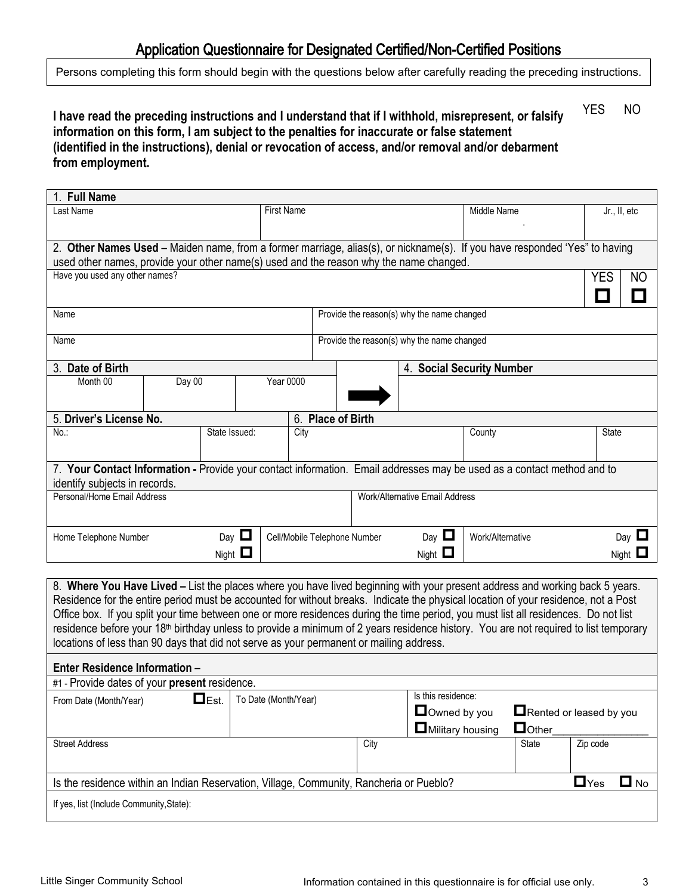# Application Questionnaire for Designated Certified/Non-Certified Positions

Persons completing this form should begin with the questions below after carefully reading the preceding instructions.

| | YES | NO |
|---|---|---|
| **I have read the preceding instructions and I understand that if I withhold, misrepresent, or falsify information on this form, I am subject to the penalties for inaccurate or false statement (identified in the instructions), denial or revocation of access, and/or removal and/or debarment from employment.** | | |

**1. Full Name**

| Last Name | First Name | Middle Name | Jr., II, etc |
|---|---|---|---|
| | | | |

**2. Other Names Used** – Maiden name, from a former marriage, alias(s), or nickname(s). If you have responded 'Yes" to having used other names, provide your other name(s) used and the reason why the name changed.

| Have you used any other names? | YES ☐ | NO ☐ |
|---|---|---|

| Name | Provide the reason(s) why the name changed |
|---|---|
| Name | Provide the reason(s) why the name changed |

| 3. **Date of Birth** | | | | 4. **Social Security Number** |
|---|---|---|---|---|
| Month 00 | Day 00 | Year 0000 | ➡ | |

| 5. **Driver's License No.** | | 6. **Place of Birth** | | |
|---|---|---|---|---|
| No.: | State Issued: | City | County | State |

**7. Your Contact Information -** Provide your contact information. Email addresses may be used as a contact method and to identify subjects in records.

| Personal/Home Email Address | | Work/Alternative Email Address | |
|---|---|---|---|
| | | | |

| Home Telephone Number | Day ☐ Night ☐ | Cell/Mobile Telephone Number | Day ☐ Night ☐ | Work/Alternative | Day ☐ Night ☐ |
|---|---|---|---|---|---|

**8. Where You Have Lived –** List the places where you have lived beginning with your present address and working back 5 years. Residence for the entire period must be accounted for without breaks. Indicate the physical location of your residence, not a Post Office box. If you split your time between one or more residences during the time period, you must list all residences. Do not list residence before your 18th birthday unless to provide a minimum of 2 years residence history. You are not required to list temporary locations of less than 90 days that did not serve as your permanent or mailing address.

**Enter Residence Information** –

#1 - Provide dates of your **present** residence.

| From Date (Month/Year) ☐Est. | To Date (Month/Year) | | Is this residence: ☐Owned by you ☐Rented or leased by you ☐Military housing ☐Other________________ | |
|---|---|---|---|---|
| Street Address | City | | State | Zip code |

| Is the residence within an Indian Reservation, Village, Community, Rancheria or Pueblo? | ☐Yes ☐ No |
|---|---|
| If yes, list (Include Community,State): | |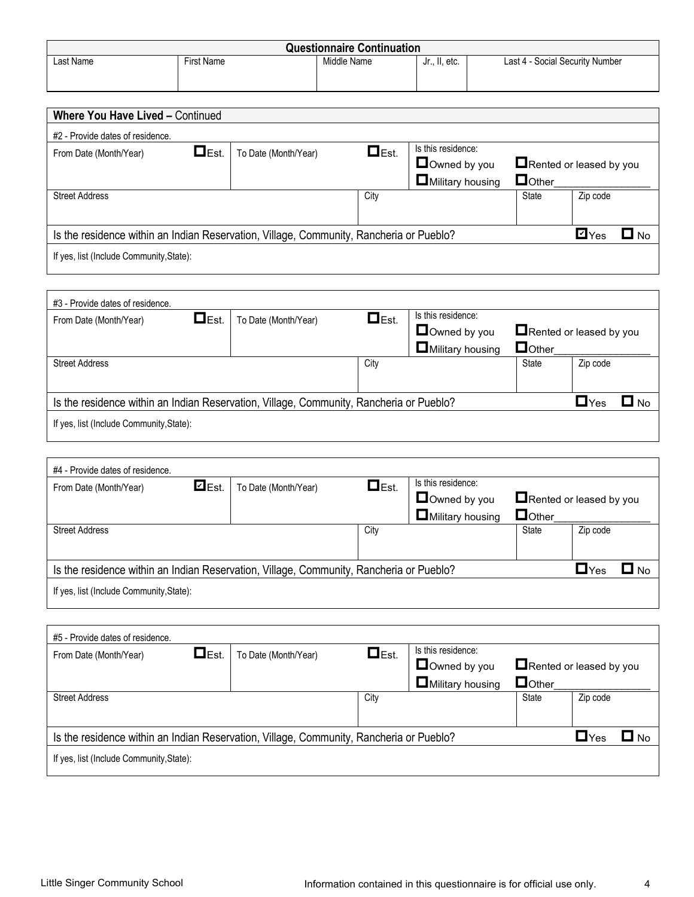| Questionnaire Continuation | | | | |
|---|---|---|---|---|
| Last Name | First Name | Middle Name | Jr., II, etc. | Last 4 - Social Security Number |
| | | | | |

## Where You Have Lived – Continued

#2 - Provide dates of residence.

| From Date (Month/Year) ☐ Est. | To Date (Month/Year) ☐ Est. | Is this residence: ☐ Owned by you ☐ Rented or leased by you ☐ Military housing ☐ Other________________ | | |
|---|---|---|---|---|
| **Street Address** | | **City** | **State** | **Zip code** |
| | | | | |

Is the residence within an Indian Reservation, Village, Community, Rancheria or Pueblo? ☑ Yes ☐ No

If yes, list (Include Community,State):

#3 - Provide dates of residence.

| From Date (Month/Year) ☐ Est. | To Date (Month/Year) ☐ Est. | Is this residence: ☐ Owned by you ☐ Rented or leased by you ☐ Military housing ☐ Other________________ | | |
|---|---|---|---|---|
| **Street Address** | | **City** | **State** | **Zip code** |
| | | | | |

Is the residence within an Indian Reservation, Village, Community, Rancheria or Pueblo? ☐ Yes ☐ No

If yes, list (Include Community,State):

#4 - Provide dates of residence.

| From Date (Month/Year) ☑ Est. | To Date (Month/Year) ☐ Est. | Is this residence: ☐ Owned by you ☐ Rented or leased by you ☐ Military housing ☐ Other________________ | | |
|---|---|---|---|---|
| **Street Address** | | **City** | **State** | **Zip code** |
| | | | | |

Is the residence within an Indian Reservation, Village, Community, Rancheria or Pueblo? ☐ Yes ☐ No

If yes, list (Include Community,State):

#5 - Provide dates of residence.

| From Date (Month/Year) ☐ Est. | To Date (Month/Year) ☐ Est. | Is this residence: ☐ Owned by you ☐ Rented or leased by you ☐ Military housing ☐ Other________________ | | |
|---|---|---|---|---|
| **Street Address** | | **City** | **State** | **Zip code** |
| | | | | |

Is the residence within an Indian Reservation, Village, Community, Rancheria or Pueblo? ☐ Yes ☐ No

If yes, list (Include Community,State):

Little Singer Community School

Information contained in this questionnaire is for official use only.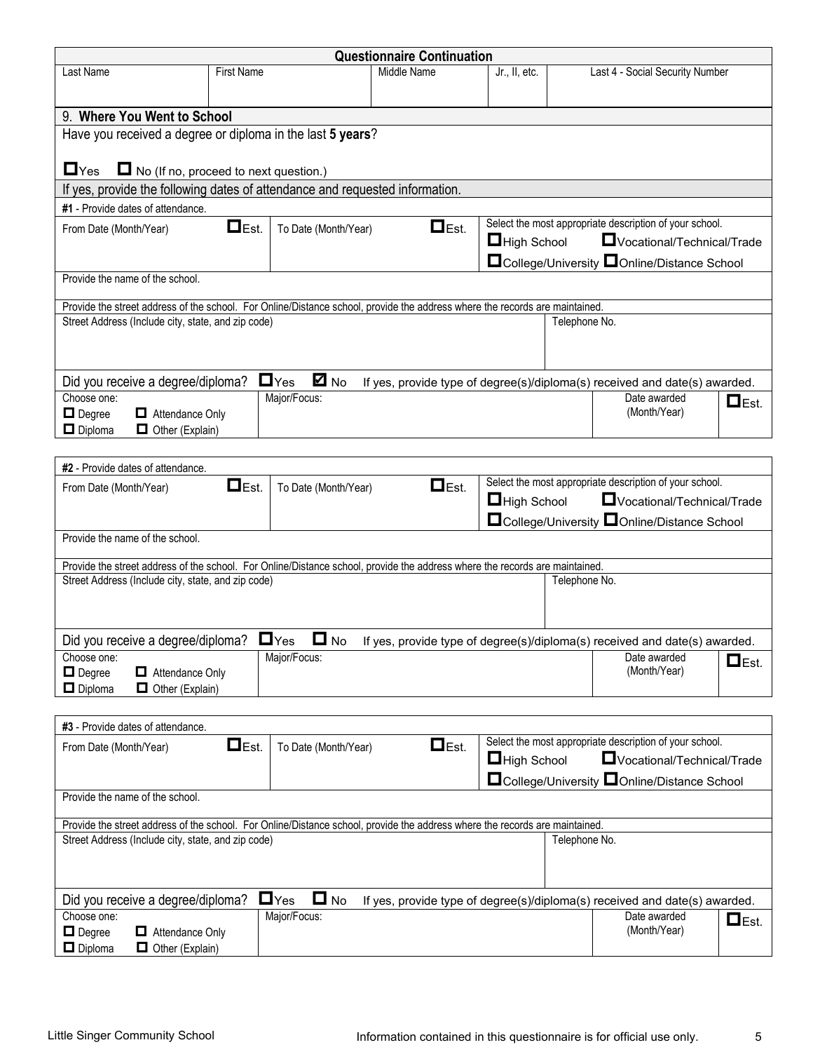## Questionnaire Continuation

| Last Name | First Name | Middle Name | Jr., II, etc. | Last 4 - Social Security Number |
|---|---|---|---|---|
| | | | | |

### 9. Where You Went to School

Have you received a degree or diploma in the last **5 years**?

☐ Yes ☐ No (If no, proceed to next question.)

If yes, provide the following dates of attendance and requested information.

**#1** - Provide dates of attendance.

| From Date (Month/Year) ☐ Est. | To Date (Month/Year) ☐ Est. | Select the most appropriate description of your school. ☐ High School ☐ Vocational/Technical/Trade ☐ College/University ☐ Online/Distance School |
|---|---|---|
| | | |

Provide the name of the school.

Provide the street address of the school. For Online/Distance school, provide the address where the records are maintained.

| Street Address (Include city, state, and zip code) | Telephone No. |
|---|---|
| | |

Did you receive a degree/diploma? ☐ Yes ☑ No If yes, provide type of degree(s)/diploma(s) received and date(s) awarded.

| Choose one: ☐ Degree ☐ Attendance Only ☐ Diploma ☐ Other (Explain) | Major/Focus: | Date awarded (Month/Year) | ☐ Est. |
|---|---|---|---|
| | | | |

**#2** - Provide dates of attendance.

| From Date (Month/Year) ☐ Est. | To Date (Month/Year) ☐ Est. | Select the most appropriate description of your school. ☐ High School ☐ Vocational/Technical/Trade ☐ College/University ☐ Online/Distance School |
|---|---|---|
| | | |

Provide the name of the school.

Provide the street address of the school. For Online/Distance school, provide the address where the records are maintained.

| Street Address (Include city, state, and zip code) | Telephone No. |
|---|---|
| | |

Did you receive a degree/diploma? ☐ Yes ☐ No If yes, provide type of degree(s)/diploma(s) received and date(s) awarded.

| Choose one: ☐ Degree ☐ Attendance Only ☐ Diploma ☐ Other (Explain) | Major/Focus: | Date awarded (Month/Year) | ☐ Est. |
|---|---|---|---|
| | | | |

**#3** - Provide dates of attendance.

| From Date (Month/Year) ☐ Est. | To Date (Month/Year) ☐ Est. | Select the most appropriate description of your school. ☐ High School ☐ Vocational/Technical/Trade ☐ College/University ☐ Online/Distance School |
|---|---|---|
| | | |

Provide the name of the school.

Provide the street address of the school. For Online/Distance school, provide the address where the records are maintained.

| Street Address (Include city, state, and zip code) | Telephone No. |
|---|---|
| | |

Did you receive a degree/diploma? ☐ Yes ☐ No If yes, provide type of degree(s)/diploma(s) received and date(s) awarded.

| Choose one: ☐ Degree ☐ Attendance Only ☐ Diploma ☐ Other (Explain) | Major/Focus: | Date awarded (Month/Year) | ☐ Est. |
|---|---|---|---|
| | | | |

Little Singer Community School — Information contained in this questionnaire is for official use only.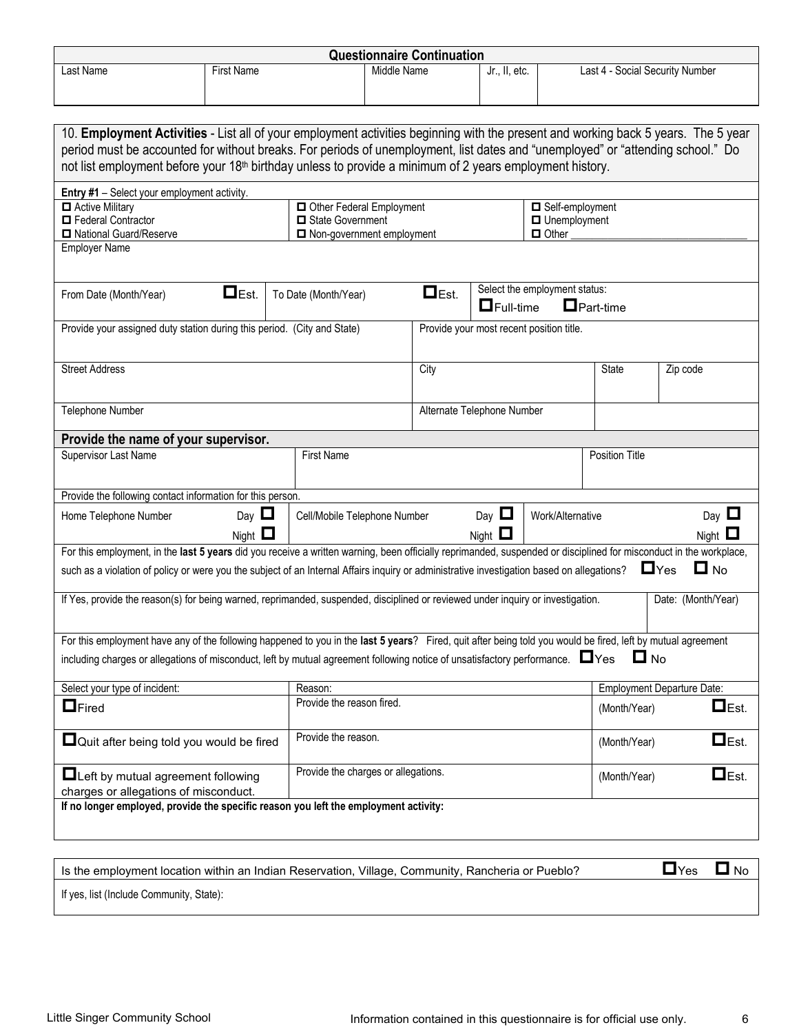## Questionnaire Continuation

| Last Name | First Name | Middle Name | Jr., II, etc. | Last 4 - Social Security Number |
|---|---|---|---|---|
| | | | | |

10. **Employment Activities** - List all of your employment activities beginning with the present and working back 5 years. The 5 year period must be accounted for without breaks. For periods of unemployment, list dates and "unemployed" or "attending school." Do not list employment before your 18th birthday unless to provide a minimum of 2 years employment history.

**Entry #1** – Select your employment activity.

- ☐ Active Military
- ☐ Federal Contractor
- ☐ National Guard/Reserve
- ☐ Other Federal Employment
- ☐ State Government
- ☐ Non-government employment
- ☐ Self-employment
- ☐ Unemployment
- ☐ Other ________________________________

| Employer Name | | |
|---|---|---|
| From Date (Month/Year) ☐ Est. | To Date (Month/Year) ☐ Est. | Select the employment status: ☐ Full-time ☐ Part-time |

| Provide your assigned duty station during this period. (City and State) | Provide your most recent position title. | | |
|---|---|---|---|
| Street Address | City | State | Zip code |
| Telephone Number | Alternate Telephone Number | | |

### Provide the name of your supervisor.

| Supervisor Last Name | First Name | Position Title |
|---|---|---|
| | | |

Provide the following contact information for this person.

| Home Telephone Number | Cell/Mobile Telephone Number | Work/Alternative |
|---|---|---|
| Day ☐ Night ☐ | Day ☐ Night ☐ | Day ☐ Night ☐ |

For this employment, in the **last 5 years** did you receive a written warning, been officially reprimanded, suspended or disciplined for misconduct in the workplace, such as a violation of policy or were you the subject of an Internal Affairs inquiry or administrative investigation based on allegations? ☐ Yes ☐ No

| If Yes, provide the reason(s) for being warned, reprimanded, suspended, disciplined or reviewed under inquiry or investigation. | Date: (Month/Year) |
|---|---|
| | |

For this employment have any of the following happened to you in the **last 5 years**? Fired, quit after being told you would be fired, left by mutual agreement including charges or allegations of misconduct, left by mutual agreement following notice of unsatisfactory performance. ☐ Yes ☐ No

| Select your type of incident: | Reason: | Employment Departure Date: |
|---|---|---|
| ☐ Fired | Provide the reason fired. | (Month/Year) ☐ Est. |
| ☐ Quit after being told you would be fired | Provide the reason. | (Month/Year) ☐ Est. |
| ☐ Left by mutual agreement following charges or allegations of misconduct. | Provide the charges or allegations. | (Month/Year) ☐ Est. |

**If no longer employed, provide the specific reason you left the employment activity:**

Is the employment location within an Indian Reservation, Village, Community, Rancheria or Pueblo? ☐ Yes ☐ No

If yes, list (Include Community, State):

Little Singer Community School — Information contained in this questionnaire is for official use only.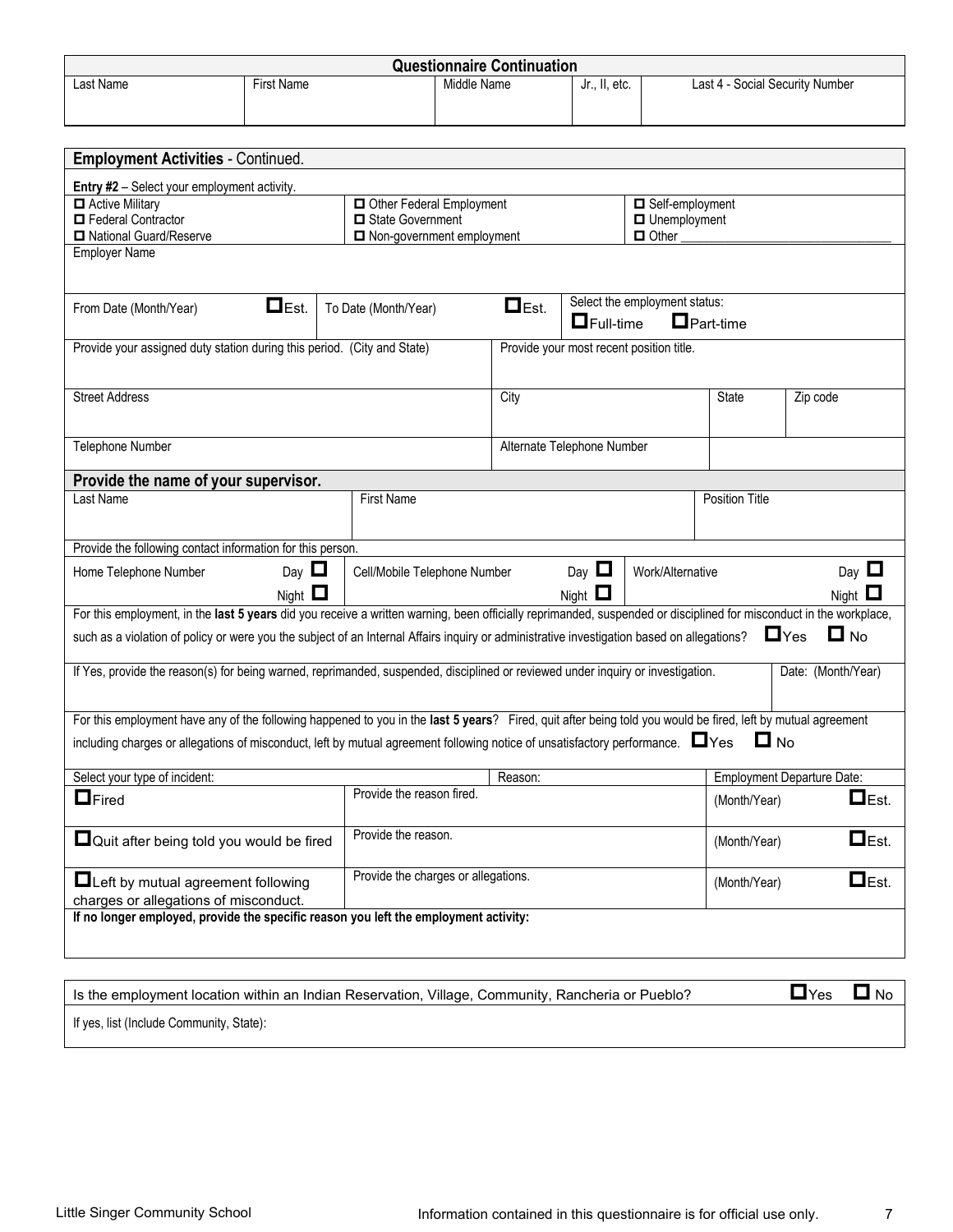## Questionnaire Continuation

| Last Name | First Name | Middle Name | Jr., II, etc. | Last 4 - Social Security Number |
|---|---|---|---|---|
| | | | | |

## Employment Activities - Continued.

**Entry #2** – Select your employment activity.

| | | |
|---|---|---|
| ☐ Active Military | ☐ Other Federal Employment | ☐ Self-employment |
| ☐ Federal Contractor | ☐ State Government | ☐ Unemployment |
| ☐ National Guard/Reserve | ☐ Non-government employment | ☐ Other ________________ |

| Employer Name | | | |
|---|---|---|---|
| From Date (Month/Year) ☐ Est. | To Date (Month/Year) ☐ Est. | Select the employment status: ☐ Full-time ☐ Part-time | |
| Provide your assigned duty station during this period. (City and State) | Provide your most recent position title. | | |
| Street Address | City | State | Zip code |
| Telephone Number | Alternate Telephone Number | | |

### Provide the name of your supervisor.

| Last Name | First Name | Position Title |
|---|---|---|
| | | |

Provide the following contact information for this person.

| Home Telephone Number Day ☐ Night ☐ | Cell/Mobile Telephone Number Day ☐ Night ☐ | Work/Alternative Day ☐ Night ☐ |
|---|---|---|

For this employment, in the **last 5 years** did you receive a written warning, been officially reprimanded, suspended or disciplined for misconduct in the workplace, such as a violation of policy or were you the subject of an Internal Affairs inquiry or administrative investigation based on allegations? ☐ Yes ☐ No

| If Yes, provide the reason(s) for being warned, reprimanded, suspended, disciplined or reviewed under inquiry or investigation. | Date: (Month/Year) |
|---|---|
| | |

For this employment have any of the following happened to you in the **last 5 years**? Fired, quit after being told you would be fired, left by mutual agreement including charges or allegations of misconduct, left by mutual agreement following notice of unsatisfactory performance. ☐ Yes ☐ No

| Select your type of incident: | Reason: | Employment Departure Date: |
|---|---|---|
| ☐ Fired | Provide the reason fired. | (Month/Year) ☐ Est. |
| ☐ Quit after being told you would be fired | Provide the reason. | (Month/Year) ☐ Est. |
| ☐ Left by mutual agreement following charges or allegations of misconduct. | Provide the charges or allegations. | (Month/Year) ☐ Est. |

**If no longer employed, provide the specific reason you left the employment activity:**

Is the employment location within an Indian Reservation, Village, Community, Rancheria or Pueblo? ☐ Yes ☐ No

If yes, list (Include Community, State):

Little Singer Community School — Information contained in this questionnaire is for official use only.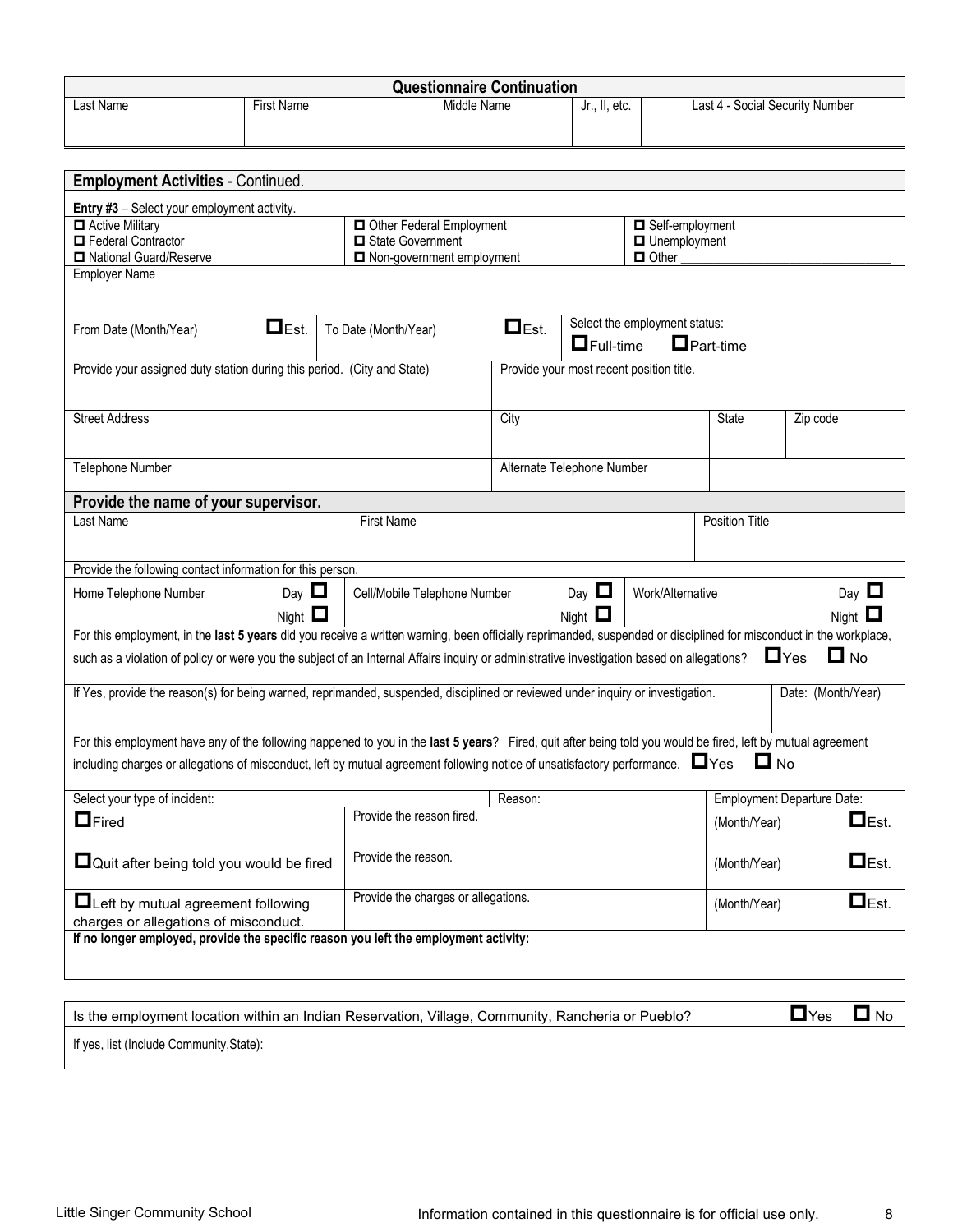## Questionnaire Continuation

| Last Name | First Name | Middle Name | Jr., II, etc. | Last 4 - Social Security Number |
|---|---|---|---|---|
| | | | | |

## Employment Activities - Continued.

**Entry #3** – Select your employment activity.

| | | |
|---|---|---|
| ☐ Active Military | ☐ Other Federal Employment | ☐ Self-employment |
| ☐ Federal Contractor | ☐ State Government | ☐ Unemployment |
| ☐ National Guard/Reserve | ☐ Non-government employment | ☐ Other ________________ |

Employer Name

| From Date (Month/Year) ☐Est. | To Date (Month/Year) ☐Est. | Select the employment status: ☐Full-time ☐Part-time |
|---|---|---|

| Provide your assigned duty station during this period. (City and State) | Provide your most recent position title. | | |
|---|---|---|---|
| Street Address | City | State | Zip code |
| Telephone Number | Alternate Telephone Number | | |

### Provide the name of your supervisor.

| Last Name | First Name | Position Title |
|---|---|---|
| | | |

Provide the following contact information for this person.

| Home Telephone Number Day ☐ Night ☐ | Cell/Mobile Telephone Number Day ☐ Night ☐ | Work/Alternative Day ☐ Night ☐ |
|---|---|---|

For this employment, in the **last 5 years** did you receive a written warning, been officially reprimanded, suspended or disciplined for misconduct in the workplace, such as a violation of policy or were you the subject of an Internal Affairs inquiry or administrative investigation based on allegations? ☐Yes ☐ No

| If Yes, provide the reason(s) for being warned, reprimanded, suspended, disciplined or reviewed under inquiry or investigation. | Date: (Month/Year) |
|---|---|
| | |

For this employment have any of the following happened to you in the **last 5 years**? Fired, quit after being told you would be fired, left by mutual agreement including charges or allegations of misconduct, left by mutual agreement following notice of unsatisfactory performance. ☐Yes ☐ No

| Select your type of incident: | Reason: | Employment Departure Date: |
|---|---|---|
| ☐Fired | Provide the reason fired. | (Month/Year) ☐Est. |
| ☐Quit after being told you would be fired | Provide the reason. | (Month/Year) ☐Est. |
| ☐Left by mutual agreement following charges or allegations of misconduct. | Provide the charges or allegations. | (Month/Year) ☐Est. |

**If no longer employed, provide the specific reason you left the employment activity:**

Is the employment location within an Indian Reservation, Village, Community, Rancheria or Pueblo? ☐Yes ☐ No

If yes, list (Include Community,State):

Little Singer Community School — Information contained in this questionnaire is for official use only.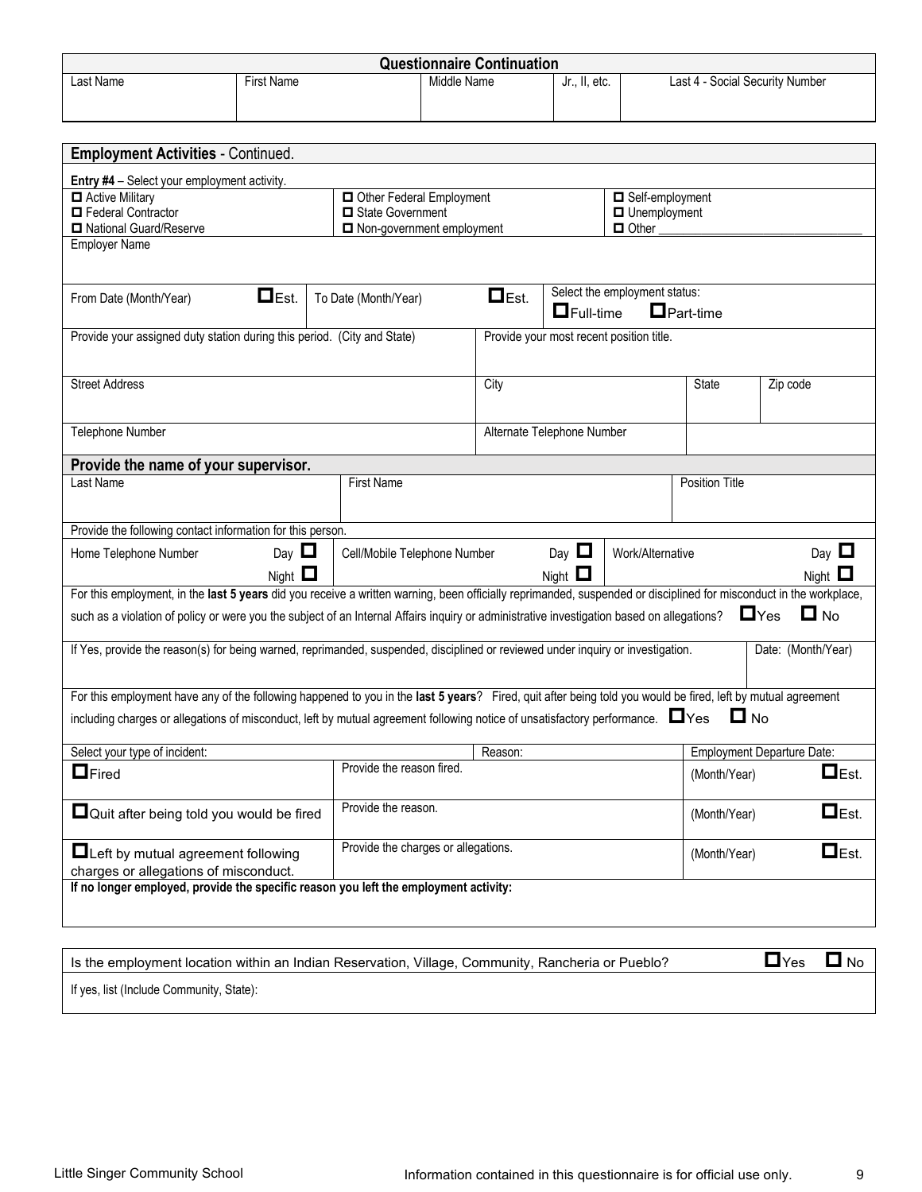## Questionnaire Continuation

| Last Name | First Name | Middle Name | Jr., II, etc. | Last 4 - Social Security Number |
|---|---|---|---|---|
| | | | | |

## Employment Activities - Continued.

**Entry #4** – Select your employment activity.

| | | |
|---|---|---|
| ☐ Active Military | ☐ Other Federal Employment | ☐ Self-employment |
| ☐ Federal Contractor | ☐ State Government | ☐ Unemployment |
| ☐ National Guard/Reserve | ☐ Non-government employment | ☐ Other ______________________________ |

Employer Name

| From Date (Month/Year) ☐ Est. | To Date (Month/Year) ☐ Est. | Select the employment status: ☐ Full-time ☐ Part-time |
|---|---|---|

| Provide your assigned duty station during this period. (City and State) | Provide your most recent position title. | | |
|---|---|---|---|
| Street Address | City | State | Zip code |
| Telephone Number | Alternate Telephone Number | | |

### Provide the name of your supervisor.

| Last Name | First Name | Position Title |
|---|---|---|
| | | |

Provide the following contact information for this person.

| Home Telephone Number | Day ☐ Night ☐ | Cell/Mobile Telephone Number | Day ☐ Night ☐ | Work/Alternative | Day ☐ Night ☐ |
|---|---|---|---|---|---|

For this employment, in the **last 5 years** did you receive a written warning, been officially reprimanded, suspended or disciplined for misconduct in the workplace, such as a violation of policy or were you the subject of an Internal Affairs inquiry or administrative investigation based on allegations? ☐ Yes ☐ No

| If Yes, provide the reason(s) for being warned, reprimanded, suspended, disciplined or reviewed under inquiry or investigation. | Date: (Month/Year) |
|---|---|
| | |

For this employment have any of the following happened to you in the **last 5 years**? Fired, quit after being told you would be fired, left by mutual agreement including charges or allegations of misconduct, left by mutual agreement following notice of unsatisfactory performance. ☐ Yes ☐ No

| Select your type of incident: | Reason: | Employment Departure Date: |
|---|---|---|
| ☐ Fired | Provide the reason fired. | (Month/Year) ☐ Est. |
| ☐ Quit after being told you would be fired | Provide the reason. | (Month/Year) ☐ Est. |
| ☐ Left by mutual agreement following charges or allegations of misconduct. | Provide the charges or allegations. | (Month/Year) ☐ Est. |

**If no longer employed, provide the specific reason you left the employment activity:**

Is the employment location within an Indian Reservation, Village, Community, Rancheria or Pueblo? ☐ Yes ☐ No

If yes, list (Include Community, State):

Little Singer Community School — Information contained in this questionnaire is for official use only.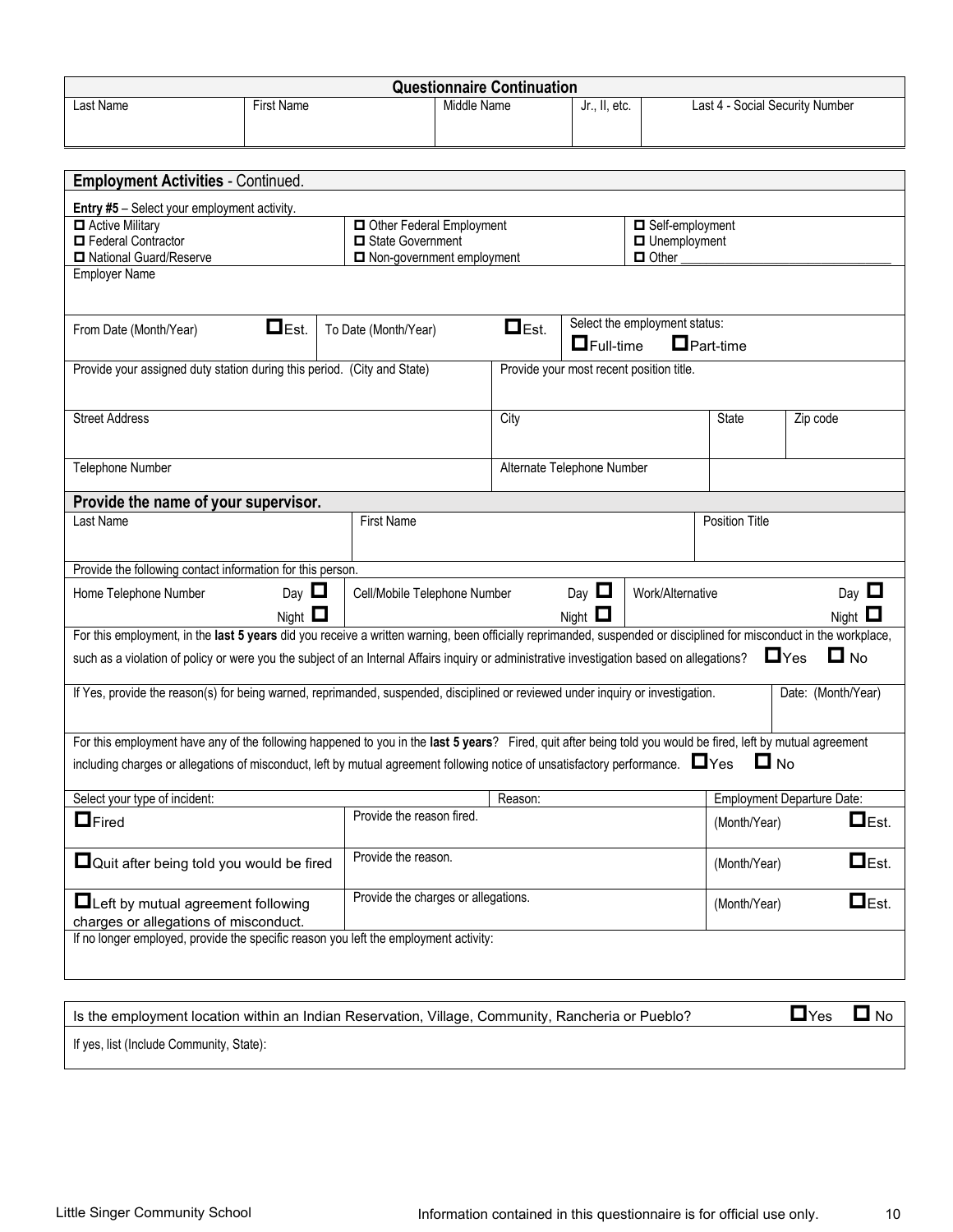## Questionnaire Continuation

| Last Name | First Name | Middle Name | Jr., II, etc. | Last 4 - Social Security Number |
|---|---|---|---|---|
| | | | | |

## Employment Activities - Continued.

**Entry #5** – Select your employment activity.

| | | |
|---|---|---|
| ☐ Active Military | ☐ Other Federal Employment | ☐ Self-employment |
| ☐ Federal Contractor | ☐ State Government | ☐ Unemployment |
| ☐ National Guard/Reserve | ☐ Non-government employment | ☐ Other ________________________________ |

| Employer Name | | |
|---|---|---|
| From Date (Month/Year) ☐Est. | To Date (Month/Year) ☐Est. | Select the employment status: ☐Full-time ☐Part-time |

| Provide your assigned duty station during this period. (City and State) | Provide your most recent position title. | | |
|---|---|---|---|
| Street Address | City | State | Zip code |
| Telephone Number | Alternate Telephone Number | | |

### Provide the name of your supervisor.

| Last Name | First Name | Position Title |
|---|---|---|
| | | |

Provide the following contact information for this person.

| Home Telephone Number Day ☐ Night ☐ | Cell/Mobile Telephone Number Day ☐ Night ☐ | Work/Alternative Day ☐ Night ☐ |
|---|---|---|

For this employment, in the **last 5 years** did you receive a written warning, been officially reprimanded, suspended or disciplined for misconduct in the workplace, such as a violation of policy or were you the subject of an Internal Affairs inquiry or administrative investigation based on allegations? ☐Yes ☐ No

| If Yes, provide the reason(s) for being warned, reprimanded, suspended, disciplined or reviewed under inquiry or investigation. | Date: (Month/Year) |
|---|---|
| | |

For this employment have any of the following happened to you in the **last 5 years**? Fired, quit after being told you would be fired, left by mutual agreement including charges or allegations of misconduct, left by mutual agreement following notice of unsatisfactory performance. ☐Yes ☐ No

| Select your type of incident: | Reason: | Employment Departure Date: |
|---|---|---|
| ☐Fired | Provide the reason fired. | (Month/Year) ☐Est. |
| ☐Quit after being told you would be fired | Provide the reason. | (Month/Year) ☐Est. |
| ☐Left by mutual agreement following charges or allegations of misconduct. | Provide the charges or allegations. | (Month/Year) ☐Est. |

If no longer employed, provide the specific reason you left the employment activity:

Is the employment location within an Indian Reservation, Village, Community, Rancheria or Pueblo? ☐Yes ☐ No

If yes, list (Include Community, State):

Little Singer Community School    Information contained in this questionnaire is for official use only.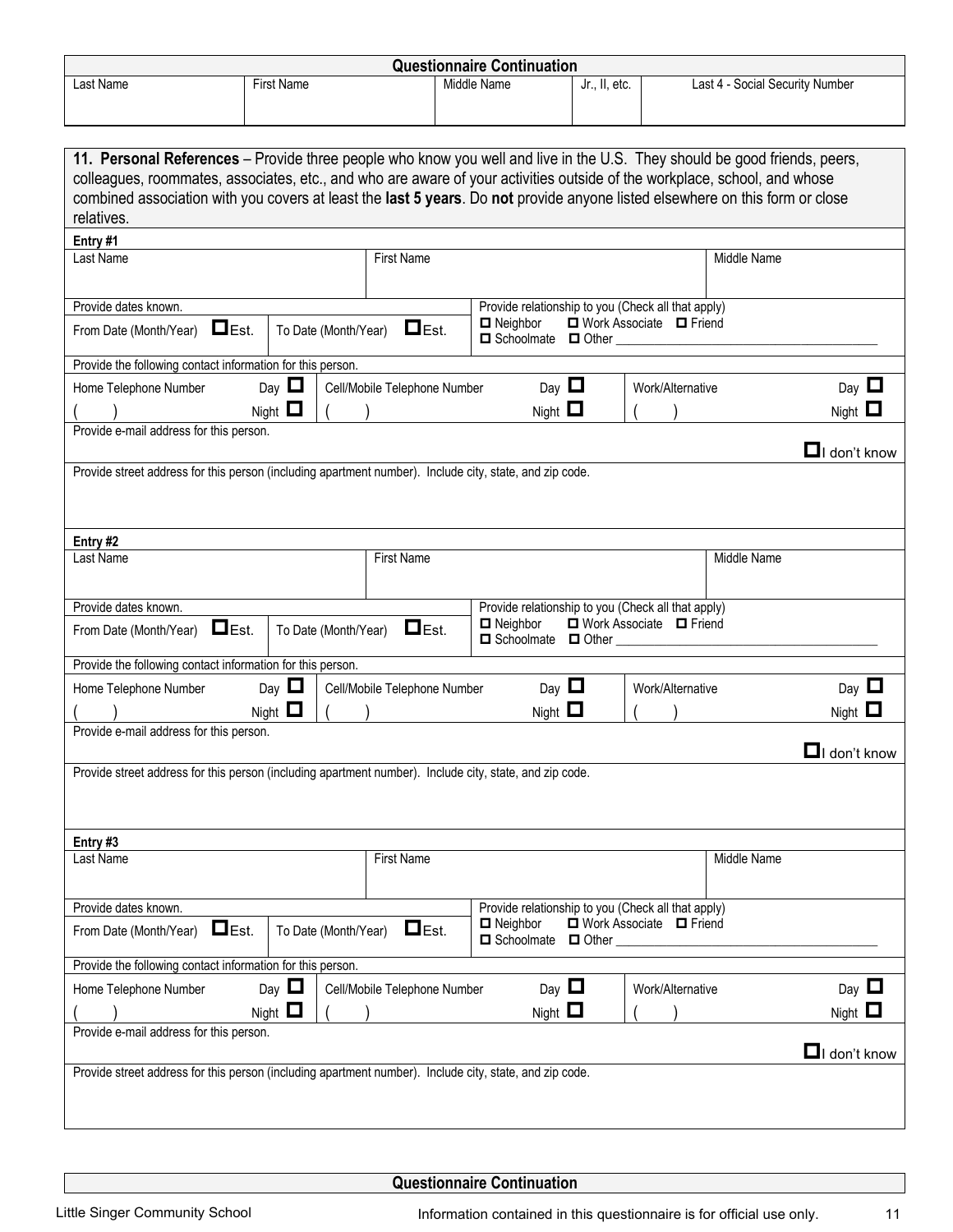**Questionnaire Continuation**

| Last Name | First Name | Middle Name | Jr., II, etc. | Last 4 - Social Security Number |
|---|---|---|---|---|
| | | | | |

**11. Personal References** – Provide three people who know you well and live in the U.S. They should be good friends, peers, colleagues, roommates, associates, etc., and who are aware of your activities outside of the workplace, school, and whose combined association with you covers at least the **last 5 years**. Do **not** provide anyone listed elsewhere on this form or close relatives.

**Entry #1**

| Last Name | First Name | Middle Name |
|---|---|---|
| | | |

Provide dates known.

From Date (Month/Year) ☐ Est. To Date (Month/Year) ☐ Est.

Provide relationship to you (Check all that apply)

☐ Neighbor ☐ Work Associate ☐ Friend ☐ Schoolmate ☐ Other ______

Provide the following contact information for this person.

| Home Telephone Number | Cell/Mobile Telephone Number | Work/Alternative |
|---|---|---|
| ( ) Day ☐ Night ☐ | ( ) Day ☐ Night ☐ | ( ) Day ☐ Night ☐ |

Provide e-mail address for this person. ☐ I don't know

Provide street address for this person (including apartment number). Include city, state, and zip code.

**Entry #2**

| Last Name | First Name | Middle Name |
|---|---|---|
| | | |

Provide dates known.

From Date (Month/Year) ☐ Est. To Date (Month/Year) ☐ Est.

Provide relationship to you (Check all that apply)

☐ Neighbor ☐ Work Associate ☐ Friend ☐ Schoolmate ☐ Other ______

Provide the following contact information for this person.

| Home Telephone Number | Cell/Mobile Telephone Number | Work/Alternative |
|---|---|---|
| ( ) Day ☐ Night ☐ | ( ) Day ☐ Night ☐ | ( ) Day ☐ Night ☐ |

Provide e-mail address for this person. ☐ I don't know

Provide street address for this person (including apartment number). Include city, state, and zip code.

**Entry #3**

| Last Name | First Name | Middle Name |
|---|---|---|
| | | |

Provide dates known.

From Date (Month/Year) ☐ Est. To Date (Month/Year) ☐ Est.

Provide relationship to you (Check all that apply)

☐ Neighbor ☐ Work Associate ☐ Friend ☐ Schoolmate ☐ Other ______

Provide the following contact information for this person.

| Home Telephone Number | Cell/Mobile Telephone Number | Work/Alternative |
|---|---|---|
| ( ) Day ☐ Night ☐ | ( ) Day ☐ Night ☐ | ( ) Day ☐ Night ☐ |

Provide e-mail address for this person. ☐ I don't know

Provide street address for this person (including apartment number). Include city, state, and zip code.

**Questionnaire Continuation**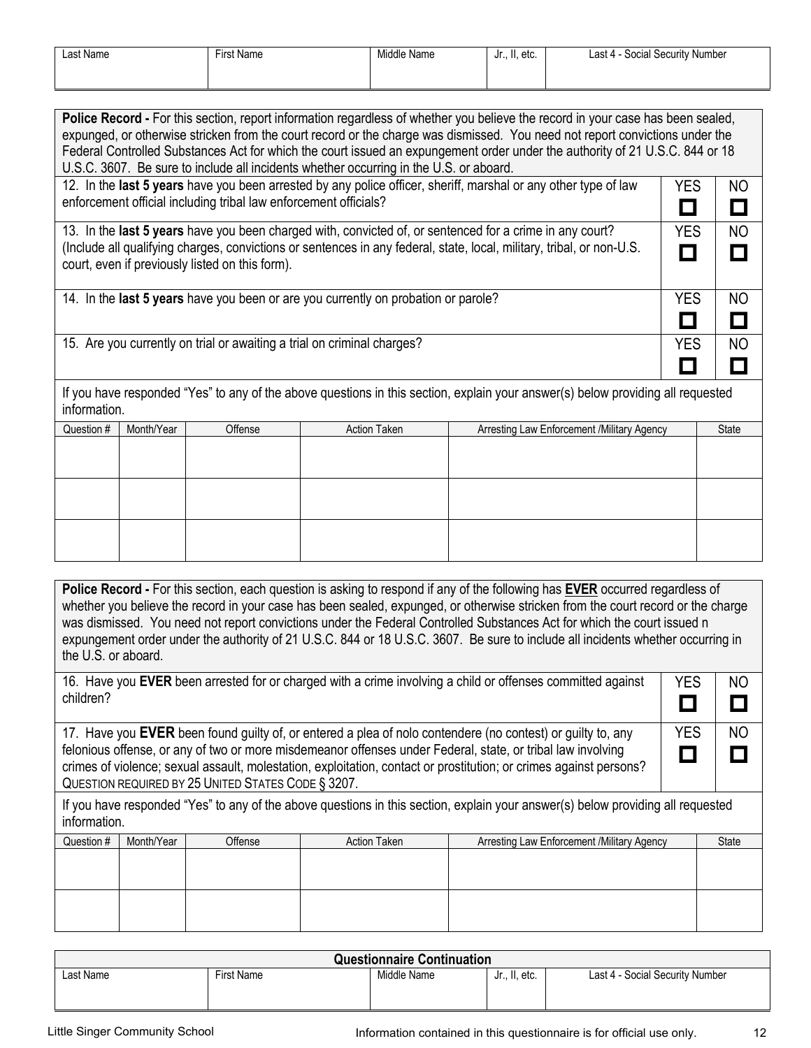| Last Name | First Name | Middle Name | Jr., II, etc. | Last 4 - Social Security Number |
|---|---|---|---|---|
| | | | | |

**Police Record -** For this section, report information regardless of whether you believe the record in your case has been sealed, expunged, or otherwise stricken from the court record or the charge was dismissed. You need not report convictions under the Federal Controlled Substances Act for which the court issued an expungement order under the authority of 21 U.S.C. 844 or 18 U.S.C. 3607. Be sure to include all incidents whether occurring in the U.S. or aboard.

| Question | YES | NO |
|---|---|---|
| 12. In the **last 5 years** have you been arrested by any police officer, sheriff, marshal or any other type of law enforcement official including tribal law enforcement officials? | ☐ | ☐ |
| 13. In the **last 5 years** have you been charged with, convicted of, or sentenced for a crime in any court? (Include all qualifying charges, convictions or sentences in any federal, state, local, military, tribal, or non-U.S. court, even if previously listed on this form). | ☐ | ☐ |
| 14. In the **last 5 years** have you been or are you currently on probation or parole? | ☐ | ☐ |
| 15. Are you currently on trial or awaiting a trial on criminal charges? | ☐ | ☐ |

If you have responded "Yes" to any of the above questions in this section, explain your answer(s) below providing all requested information.

| Question # | Month/Year | Offense | Action Taken | Arresting Law Enforcement /Military Agency | State |
|---|---|---|---|---|---|
| | | | | | |
| | | | | | |
| | | | | | |

**Police Record -** For this section, each question is asking to respond if any of the following has **EVER** occurred regardless of whether you believe the record in your case has been sealed, expunged, or otherwise stricken from the court record or the charge was dismissed. You need not report convictions under the Federal Controlled Substances Act for which the court issued n expungement order under the authority of 21 U.S.C. 844 or 18 U.S.C. 3607. Be sure to include all incidents whether occurring in the U.S. or aboard.

| Question | YES | NO |
|---|---|---|
| 16. Have you **EVER** been arrested for or charged with a crime involving a child or offenses committed against children? | ☐ | ☐ |
| 17. Have you **EVER** been found guilty of, or entered a plea of nolo contendere (no contest) or guilty to, any felonious offense, or any of two or more misdemeanor offenses under Federal, state, or tribal law involving crimes of violence; sexual assault, molestation, exploitation, contact or prostitution; or crimes against persons? QUESTION REQUIRED BY 25 UNITED STATES CODE § 3207. | ☐ | ☐ |

If you have responded "Yes" to any of the above questions in this section, explain your answer(s) below providing all requested information.

| Question # | Month/Year | Offense | Action Taken | Arresting Law Enforcement /Military Agency | State |
|---|---|---|---|---|---|
| | | | | | |
| | | | | | |

**Questionnaire Continuation**

| Last Name | First Name | Middle Name | Jr., II, etc. | Last 4 - Social Security Number |
|---|---|---|---|---|
| | | | | |

Little Singer Community School — Information contained in this questionnaire is for official use only.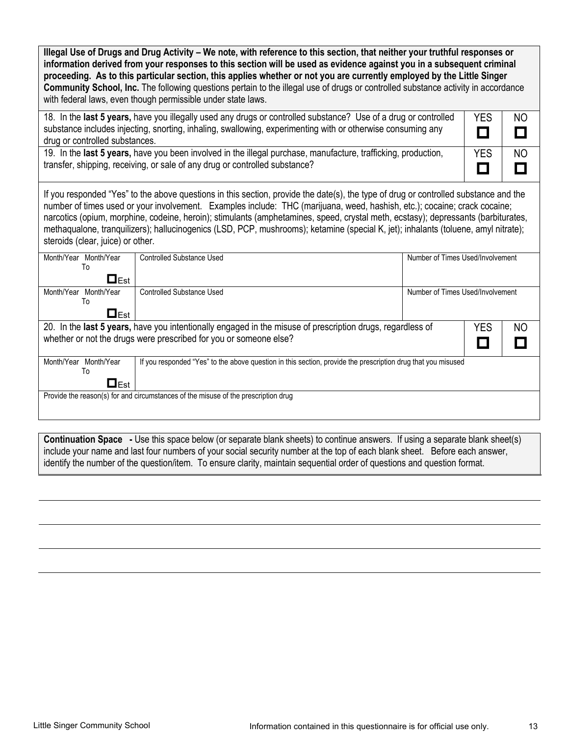**Illegal Use of Drugs and Drug Activity – We note, with reference to this section, that neither your truthful responses or information derived from your responses to this section will be used as evidence against you in a subsequent criminal proceeding. As to this particular section, this applies whether or not you are currently employed by the Little Singer Community School, Inc.** The following questions pertain to the illegal use of drugs or controlled substance activity in accordance with federal laws, even though permissible under state laws.

| | YES | NO |
|---|---|---|
| 18. In the **last 5 years,** have you illegally used any drugs or controlled substance? Use of a drug or controlled substance includes injecting, snorting, inhaling, swallowing, experimenting with or otherwise consuming any drug or controlled substances. | ☐ | ☐ |
| 19. In the **last 5 years,** have you been involved in the illegal purchase, manufacture, trafficking, production, transfer, shipping, receiving, or sale of any drug or controlled substance? | ☐ | ☐ |

If you responded "Yes" to the above questions in this section, provide the date(s), the type of drug or controlled substance and the number of times used or your involvement. Examples include: THC (marijuana, weed, hashish, etc.); cocaine; crack cocaine; narcotics (opium, morphine, codeine, heroin); stimulants (amphetamines, speed, crystal meth, ecstasy); depressants (barbiturates, methaqualone, tranquilizers); hallucinogenics (LSD, PCP, mushrooms); ketamine (special K, jet); inhalants (toluene, amyl nitrate); steroids (clear, juice) or other.

| Month/Year To Month/Year ☐ Est | Controlled Substance Used | Number of Times Used/Involvement |
|---|---|---|
| Month/Year To Month/Year ☐ Est | Controlled Substance Used | Number of Times Used/Involvement |

| | YES | NO |
|---|---|---|
| 20. In the **last 5 years,** have you intentionally engaged in the misuse of prescription drugs, regardless of whether or not the drugs were prescribed for you or someone else? | ☐ | ☐ |

| Month/Year To Month/Year ☐ Est | If you responded "Yes" to the above question in this section, provide the prescription drug that you misused |
|---|---|

Provide the reason(s) for and circumstances of the misuse of the prescription drug

**Continuation Space -** Use this space below (or separate blank sheets) to continue answers. If using a separate blank sheet(s) include your name and last four numbers of your social security number at the top of each blank sheet. Before each answer, identify the number of the question/item. To ensure clarity, maintain sequential order of questions and question format.

\_\_\_\_\_\_\_\_\_\_\_\_\_\_\_\_\_\_\_\_\_\_\_\_\_\_\_\_\_\_\_\_\_\_\_\_\_\_\_\_\_\_\_\_\_\_\_\_\_\_\_\_\_\_\_\_\_\_\_\_\_\_\_\_\_\_\_\_\_\_\_\_\_\_\_\_\_\_

\_\_\_\_\_\_\_\_\_\_\_\_\_\_\_\_\_\_\_\_\_\_\_\_\_\_\_\_\_\_\_\_\_\_\_\_\_\_\_\_\_\_\_\_\_\_\_\_\_\_\_\_\_\_\_\_\_\_\_\_\_\_\_\_\_\_\_\_\_\_\_\_\_\_\_\_\_\_

\_\_\_\_\_\_\_\_\_\_\_\_\_\_\_\_\_\_\_\_\_\_\_\_\_\_\_\_\_\_\_\_\_\_\_\_\_\_\_\_\_\_\_\_\_\_\_\_\_\_\_\_\_\_\_\_\_\_\_\_\_\_\_\_\_\_\_\_\_\_\_\_\_\_\_\_\_\_

\_\_\_\_\_\_\_\_\_\_\_\_\_\_\_\_\_\_\_\_\_\_\_\_\_\_\_\_\_\_\_\_\_\_\_\_\_\_\_\_\_\_\_\_\_\_\_\_\_\_\_\_\_\_\_\_\_\_\_\_\_\_\_\_\_\_\_\_\_\_\_\_\_\_\_\_\_\_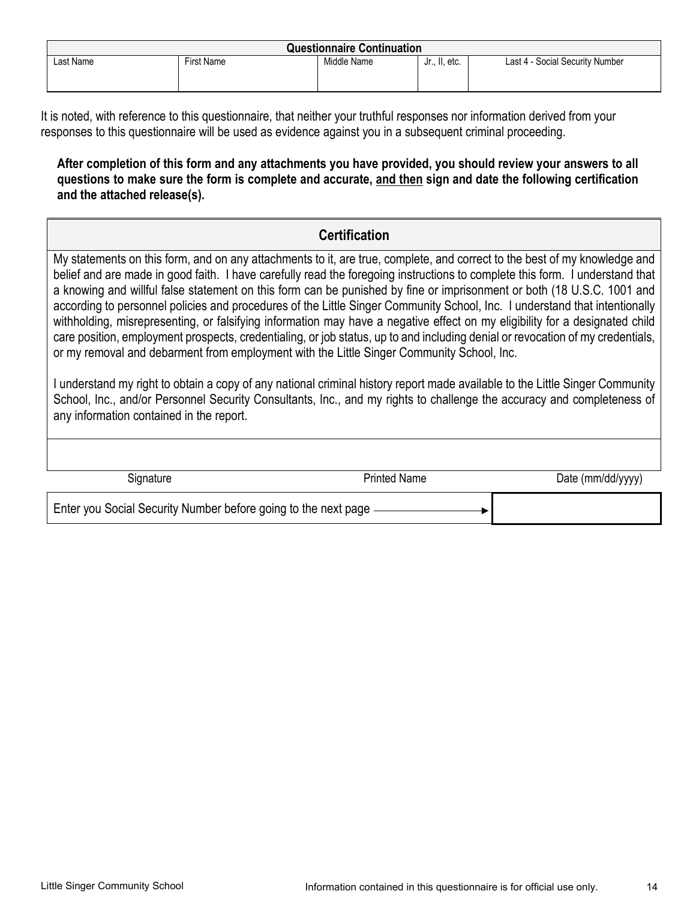| Questionnaire Continuation | | | | |
|---|---|---|---|---|
| Last Name | First Name | Middle Name | Jr., II, etc. | Last 4 - Social Security Number |
| | | | | |

It is noted, with reference to this questionnaire, that neither your truthful responses nor information derived from your responses to this questionnaire will be used as evidence against you in a subsequent criminal proceeding.

**After completion of this form and any attachments you have provided, you should review your answers to all questions to make sure the form is complete and accurate, <u>and then</u> sign and date the following certification and the attached release(s).**

## Certification

My statements on this form, and on any attachments to it, are true, complete, and correct to the best of my knowledge and belief and are made in good faith. I have carefully read the foregoing instructions to complete this form. I understand that a knowing and willful false statement on this form can be punished by fine or imprisonment or both (18 U.S.C. 1001 and according to personnel policies and procedures of the Little Singer Community School, Inc. I understand that intentionally withholding, misrepresenting, or falsifying information may have a negative effect on my eligibility for a designated child care position, employment prospects, credentialing, or job status, up to and including denial or revocation of my credentials, or my removal and debarment from employment with the Little Singer Community School, Inc.

I understand my right to obtain a copy of any national criminal history report made available to the Little Singer Community School, Inc., and/or Personnel Security Consultants, Inc., and my rights to challenge the accuracy and completeness of any information contained in the report.

| Signature | Printed Name | Date (mm/dd/yyyy) |
|---|---|---|
| | | |

| Enter you Social Security Number before going to the next page → | |
|---|---|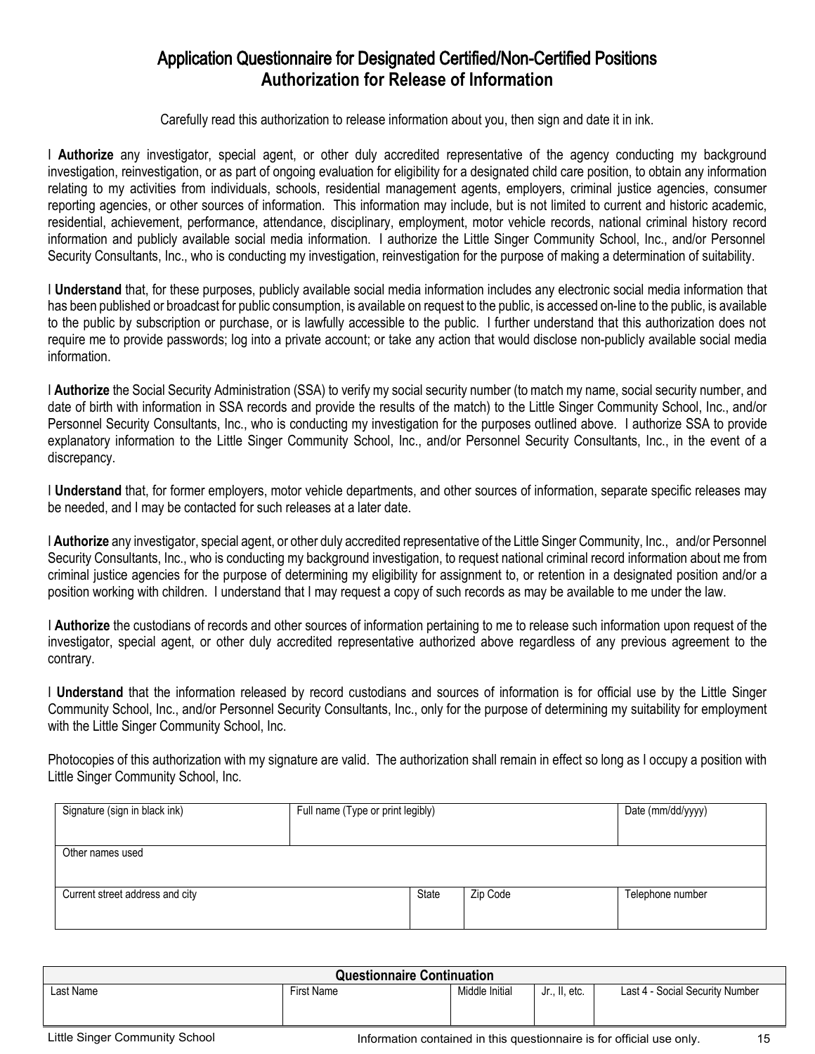# Application Questionnaire for Designated Certified/Non-Certified Positions
## Authorization for Release of Information

Carefully read this authorization to release information about you, then sign and date it in ink.

I **Authorize** any investigator, special agent, or other duly accredited representative of the agency conducting my background investigation, reinvestigation, or as part of ongoing evaluation for eligibility for a designated child care position, to obtain any information relating to my activities from individuals, schools, residential management agents, employers, criminal justice agencies, consumer reporting agencies, or other sources of information. This information may include, but is not limited to current and historic academic, residential, achievement, performance, attendance, disciplinary, employment, motor vehicle records, national criminal history record information and publicly available social media information. I authorize the Little Singer Community School, Inc., and/or Personnel Security Consultants, Inc., who is conducting my investigation, reinvestigation for the purpose of making a determination of suitability.

I **Understand** that, for these purposes, publicly available social media information includes any electronic social media information that has been published or broadcast for public consumption, is available on request to the public, is accessed on-line to the public, is available to the public by subscription or purchase, or is lawfully accessible to the public. I further understand that this authorization does not require me to provide passwords; log into a private account; or take any action that would disclose non-publicly available social media information.

I **Authorize** the Social Security Administration (SSA) to verify my social security number (to match my name, social security number, and date of birth with information in SSA records and provide the results of the match) to the Little Singer Community School, Inc., and/or Personnel Security Consultants, Inc., who is conducting my investigation for the purposes outlined above. I authorize SSA to provide explanatory information to the Little Singer Community School, Inc., and/or Personnel Security Consultants, Inc., in the event of a discrepancy.

I **Understand** that, for former employers, motor vehicle departments, and other sources of information, separate specific releases may be needed, and I may be contacted for such releases at a later date.

I **Authorize** any investigator, special agent, or other duly accredited representative of the Little Singer Community, Inc., and/or Personnel Security Consultants, Inc., who is conducting my background investigation, to request national criminal record information about me from criminal justice agencies for the purpose of determining my eligibility for assignment to, or retention in a designated position and/or a position working with children. I understand that I may request a copy of such records as may be available to me under the law.

I **Authorize** the custodians of records and other sources of information pertaining to me to release such information upon request of the investigator, special agent, or other duly accredited representative authorized above regardless of any previous agreement to the contrary.

I **Understand** that the information released by record custodians and sources of information is for official use by the Little Singer Community School, Inc., and/or Personnel Security Consultants, Inc., only for the purpose of determining my suitability for employment with the Little Singer Community School, Inc.

Photocopies of this authorization with my signature are valid. The authorization shall remain in effect so long as I occupy a position with Little Singer Community School, Inc.

| Signature (sign in black ink) | Full name (Type or print legibly) | | | Date (mm/dd/yyyy) |
|---|---|---|---|---|
| Other names used | | | | |
| Current street address and city | | State | Zip Code | Telephone number |

| Questionnaire Continuation | | | | |
|---|---|---|---|---|
| Last Name | First Name | Middle Initial | Jr., II, etc. | Last 4 - Social Security Number |
| | | | | |

Little Singer Community School — Information contained in this questionnaire is for official use only.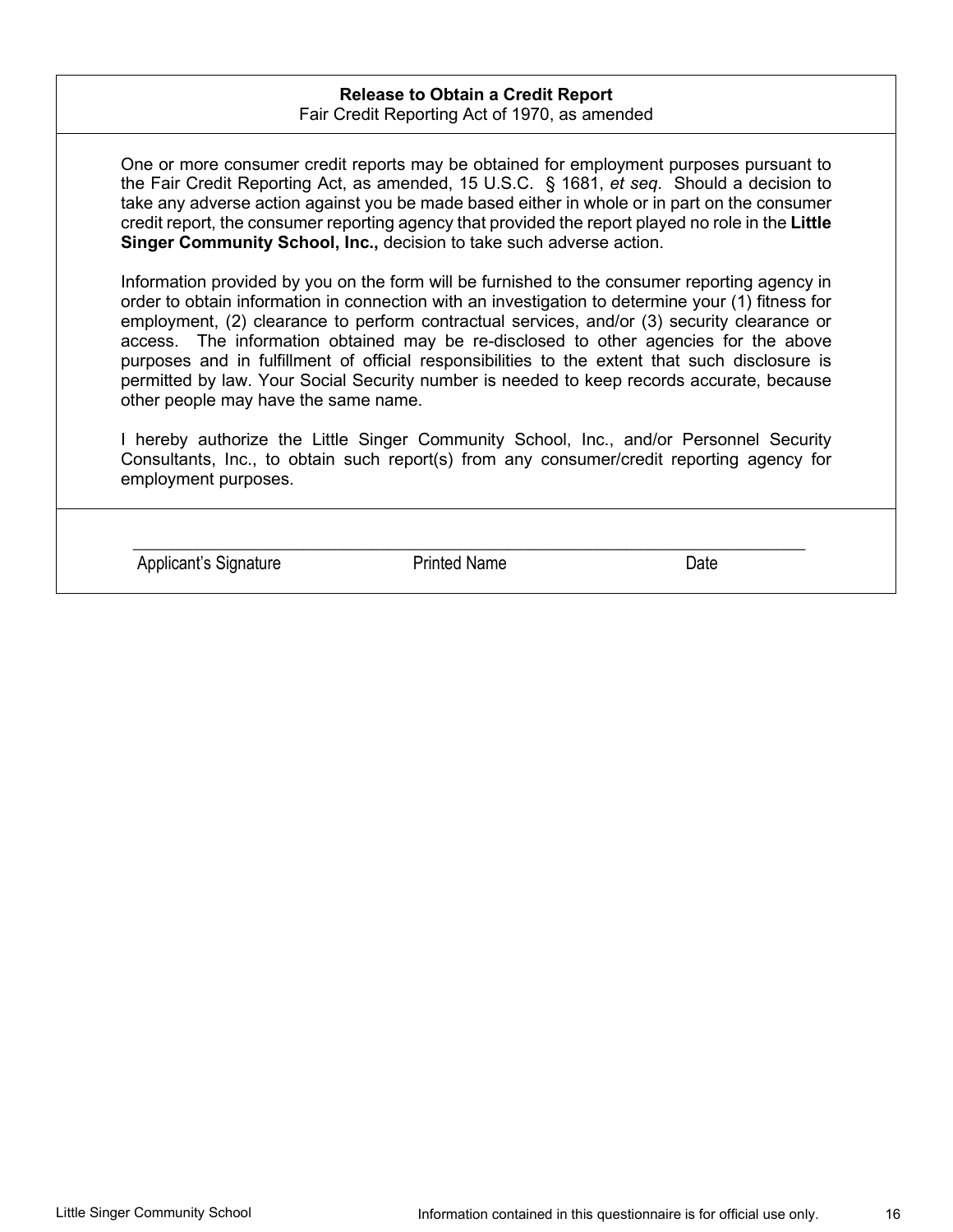**Release to Obtain a Credit Report**
Fair Credit Reporting Act of 1970, as amended

One or more consumer credit reports may be obtained for employment purposes pursuant to the Fair Credit Reporting Act, as amended, 15 U.S.C. § 1681, *et seq*. Should a decision to take any adverse action against you be made based either in whole or in part on the consumer credit report, the consumer reporting agency that provided the report played no role in the **Little Singer Community School, Inc.,** decision to take such adverse action.

Information provided by you on the form will be furnished to the consumer reporting agency in order to obtain information in connection with an investigation to determine your (1) fitness for employment, (2) clearance to perform contractual services, and/or (3) security clearance or access. The information obtained may be re-disclosed to other agencies for the above purposes and in fulfillment of official responsibilities to the extent that such disclosure is permitted by law. Your Social Security number is needed to keep records accurate, because other people may have the same name.

I hereby authorize the Little Singer Community School, Inc., and/or Personnel Security Consultants, Inc., to obtain such report(s) from any consumer/credit reporting agency for employment purposes.

\_\_\_\_\_\_\_\_\_\_\_\_\_\_\_\_\_\_\_\_\_\_\_\_\_\_\_\_\_\_\_\_\_\_\_\_\_\_\_\_\_\_\_\_\_\_\_\_\_\_\_\_\_\_\_\_\_\_\_\_\_\_\_\_\_\_\_\_\_\_

Applicant's Signature  Printed Name  Date